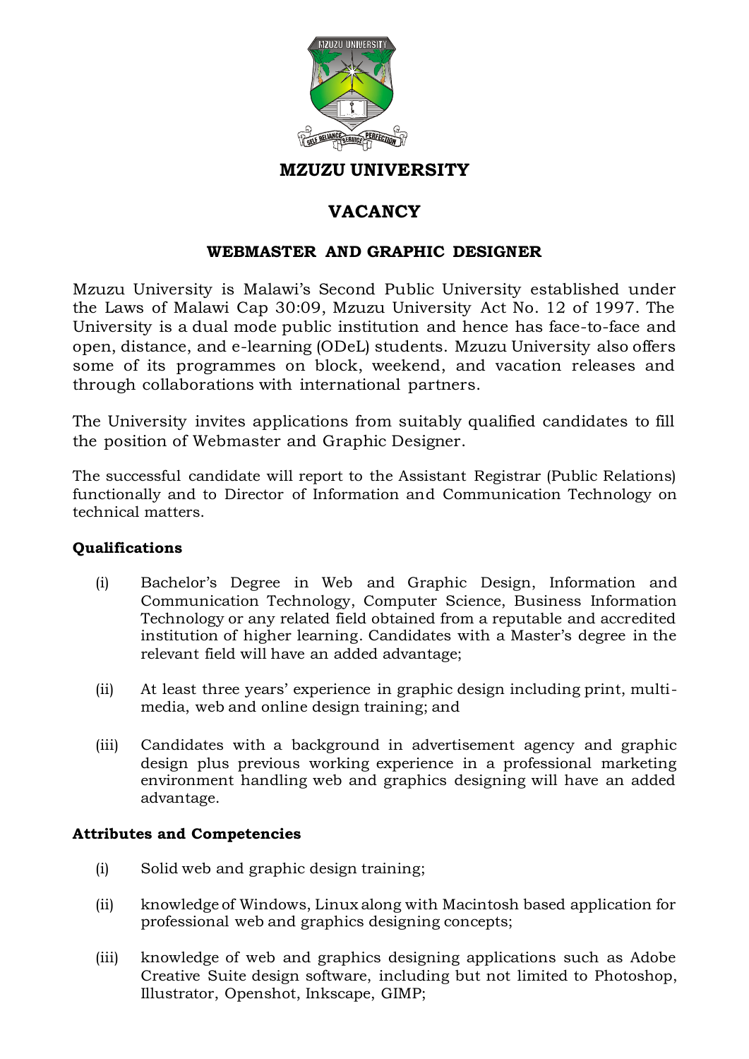# MZUZU UNIVERSITY

## VACANCY

### WEBMASTER AND GRAPHIC DESIGNER

Mzuzu University is Malawi's Second Public University established under the Laws of Malawi Cap 30:09, Mzuzu University Act No. 12 of 1997. The University is a dual mode public institution and hence has face-to-face and open, distance, and e-learning (ODeL) students. Mzuzu University also offers some of its programmes on block, weekend, and vacation releases and through collaborations with international partners.

The University invites applications from suitably qualified candidates to fill the position of Webmaster and Graphic Designer.

The successful candidate will report to the Assistant Registrar (Public Relations) functionally and to Director of Information and Communication Technology on technical matters.

**Qualifications**

(i) Bachelor's Degree in Web and Graphic Design, Information and Communication Technology, Computer Science, Business Information Technology or any related field obtained from a reputable and accredited institution of higher learning. Candidates with a Master's degree in the relevant field will have an added advantage;

(ii) At least three years' experience in graphic design including print, multi-media, web and online design training; and

(iii) Candidates with a background in advertisement agency and graphic design plus previous working experience in a professional marketing environment handling web and graphics designing will have an added advantage.

**Attributes and Competencies**

(i) Solid web and graphic design training;

(ii) knowledge of Windows, Linux along with Macintosh based application for professional web and graphics designing concepts;

(iii) knowledge of web and graphics designing applications such as Adobe Creative Suite design software, including but not limited to Photoshop, Illustrator, Openshot, Inkscape, GIMP;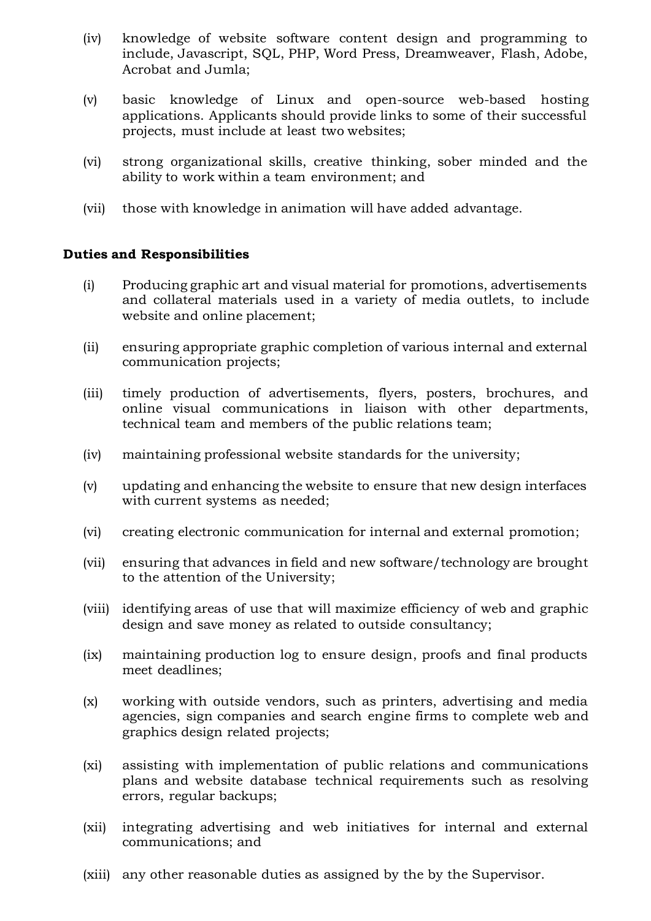(iv) knowledge of website software content design and programming to include, Javascript, SQL, PHP, Word Press, Dreamweaver, Flash, Adobe, Acrobat and Jumla;

(v) basic knowledge of Linux and open-source web-based hosting applications. Applicants should provide links to some of their successful projects, must include at least two websites;

(vi) strong organizational skills, creative thinking, sober minded and the ability to work within a team environment; and

(vii) those with knowledge in animation will have added advantage.

**Duties and Responsibilities**

(i) Producing graphic art and visual material for promotions, advertisements and collateral materials used in a variety of media outlets, to include website and online placement;

(ii) ensuring appropriate graphic completion of various internal and external communication projects;

(iii) timely production of advertisements, flyers, posters, brochures, and online visual communications in liaison with other departments, technical team and members of the public relations team;

(iv) maintaining professional website standards for the university;

(v) updating and enhancing the website to ensure that new design interfaces with current systems as needed;

(vi) creating electronic communication for internal and external promotion;

(vii) ensuring that advances in field and new software/technology are brought to the attention of the University;

(viii) identifying areas of use that will maximize efficiency of web and graphic design and save money as related to outside consultancy;

(ix) maintaining production log to ensure design, proofs and final products meet deadlines;

(x) working with outside vendors, such as printers, advertising and media agencies, sign companies and search engine firms to complete web and graphics design related projects;

(xi) assisting with implementation of public relations and communications plans and website database technical requirements such as resolving errors, regular backups;

(xii) integrating advertising and web initiatives for internal and external communications; and

(xiii) any other reasonable duties as assigned by the by the Supervisor.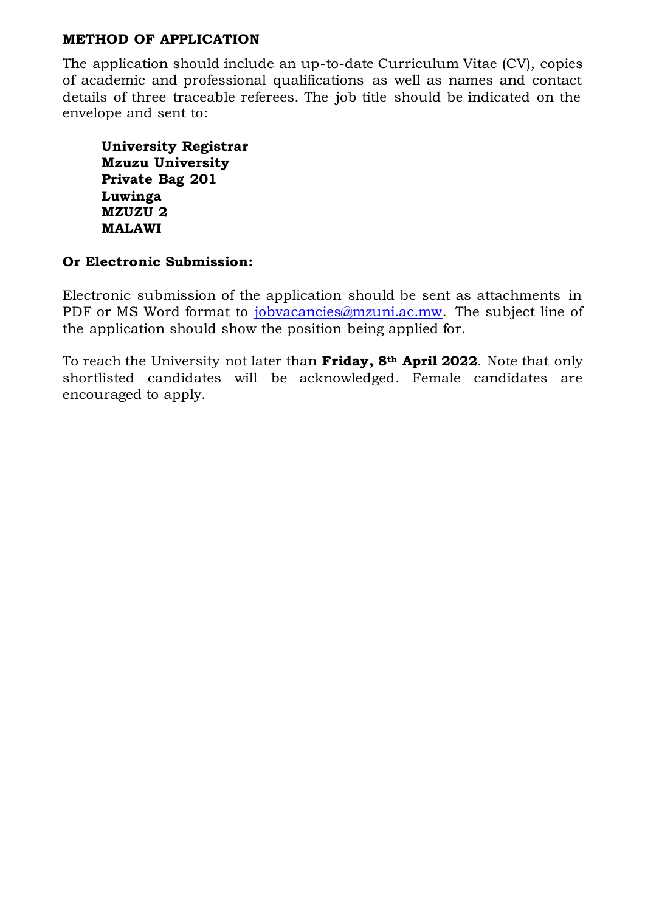**METHOD OF APPLICATION**

The application should include an up-to-date Curriculum Vitae (CV), copies of academic and professional qualifications as well as names and contact details of three traceable referees. The job title should be indicated on the envelope and sent to:

**University Registrar**
**Mzuzu University**
**Private Bag 201**
**Luwinga**
**MZUZU 2**
**MALAWI**

**Or Electronic Submission:**

Electronic submission of the application should be sent as attachments in PDF or MS Word format to jobvacancies@mzuni.ac.mw. The subject line of the application should show the position being applied for.

To reach the University not later than **Friday, 8th April 2022**. Note that only shortlisted candidates will be acknowledged. Female candidates are encouraged to apply.